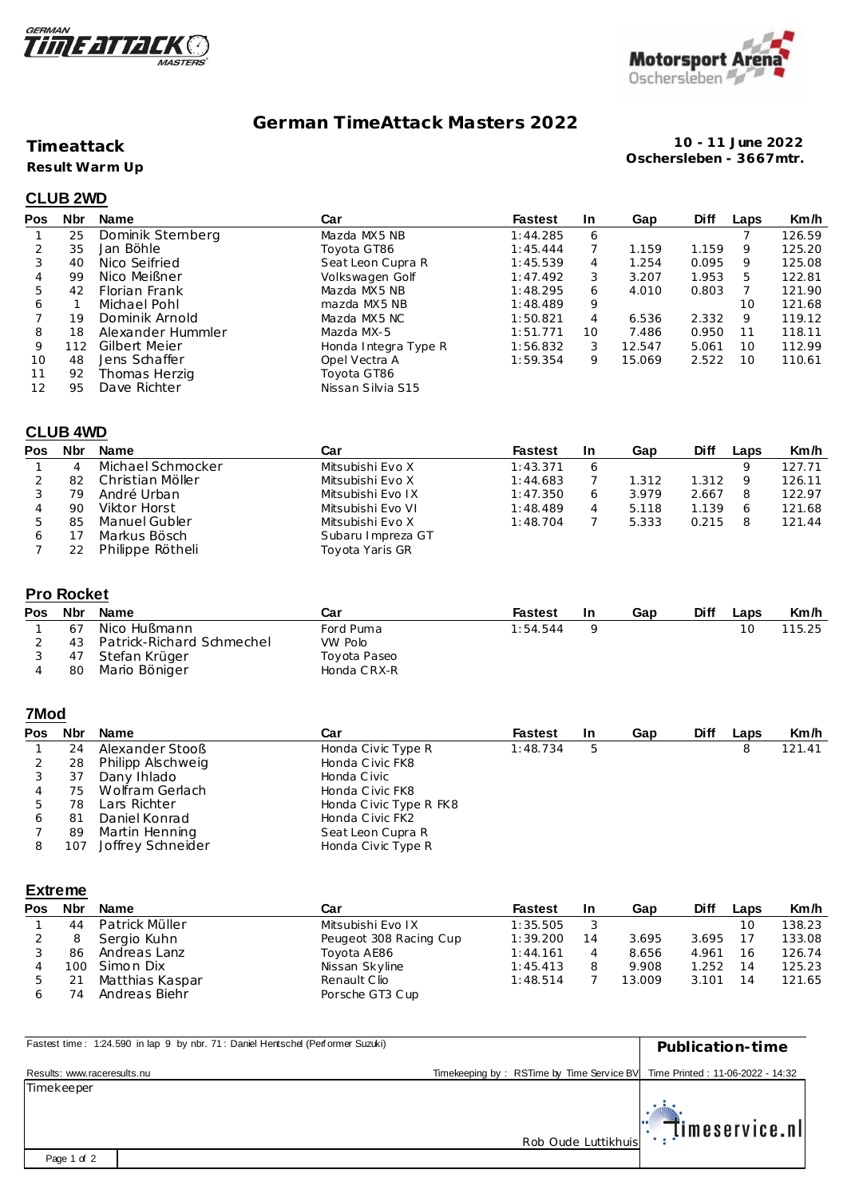# German TimeAttack Masters 2022

**Timeattack**

**Result Warm Up**

**10 - 11 June 2022**
**Oschersleben - 3667mtr.**

## CLUB 2WD

| Pos | Nbr | Name | Car | Fastest | In | Gap | Diff | Laps | Km/h |
|---|---|---|---|---|---|---|---|---|---|
| 1 | 25 | Dominik Sternberg | Mazda MX5 NB | 1:44.285 | 6 | | | 7 | 126.59 |
| 2 | 35 | Jan Böhle | Toyota GT86 | 1:45.444 | 7 | 1.159 | 1.159 | 9 | 125.20 |
| 3 | 40 | Nico Seifried | Seat Leon Cupra R | 1:45.539 | 4 | 1.254 | 0.095 | 9 | 125.08 |
| 4 | 99 | Nico Meißner | Volkswagen Golf | 1:47.492 | 3 | 3.207 | 1.953 | 5 | 122.81 |
| 5 | 42 | Florian Frank | Mazda MX5 NB | 1:48.295 | 6 | 4.010 | 0.803 | 7 | 121.90 |
| 6 | 1 | Michael Pohl | mazda MX5 NB | 1:48.489 | 9 | | | 10 | 121.68 |
| 7 | 19 | Dominik Arnold | Mazda MX5 NC | 1:50.821 | 4 | 6.536 | 2.332 | 9 | 119.12 |
| 8 | 18 | Alexander Hummler | Mazda MX-5 | 1:51.771 | 10 | 7.486 | 0.950 | 11 | 118.11 |
| 9 | 112 | Gilbert Meier | Honda Integra Type R | 1:56.832 | 3 | 12.547 | 5.061 | 10 | 112.99 |
| 10 | 48 | Jens Schaffer | Opel Vectra A | 1:59.354 | 9 | 15.069 | 2.522 | 10 | 110.61 |
| 11 | 92 | Thomas Herzig | Toyota GT86 | | | | | | |
| 12 | 95 | Dave Richter | Nissan Silvia S15 | | | | | | |

## CLUB 4WD

| Pos | Nbr | Name | Car | Fastest | In | Gap | Diff | Laps | Km/h |
|---|---|---|---|---|---|---|---|---|---|
| 1 | 4 | Michael Schmocker | Mitsubishi Evo X | 1:43.371 | 6 | | | 9 | 127.71 |
| 2 | 82 | Christian Möller | Mitsubishi Evo X | 1:44.683 | 7 | 1.312 | 1.312 | 9 | 126.11 |
| 3 | 79 | André Urban | Mitsubishi Evo IX | 1:47.350 | 6 | 3.979 | 2.667 | 8 | 122.97 |
| 4 | 90 | Viktor Horst | Mitsubishi Evo VI | 1:48.489 | 4 | 5.118 | 1.139 | 6 | 121.68 |
| 5 | 85 | Manuel Gubler | Mitsubishi Evo X | 1:48.704 | 7 | 5.333 | 0.215 | 8 | 121.44 |
| 6 | 17 | Markus Bösch | Subaru Impreza GT | | | | | | |
| 7 | 22 | Philippe Rötheli | Toyota Yaris GR | | | | | | |

## Pro Rocket

| Pos | Nbr | Name | Car | Fastest | In | Gap | Diff | Laps | Km/h |
|---|---|---|---|---|---|---|---|---|---|
| 1 | 67 | Nico Hußmann | Ford Puma | 1:54.544 | 9 | | | 10 | 115.25 |
| 2 | 43 | Patrick-Richard Schmechel | VW Polo | | | | | | |
| 3 | 47 | Stefan Krüger | Toyota Paseo | | | | | | |
| 4 | 80 | Mario Böniger | Honda CRX-R | | | | | | |

## 7Mod

| Pos | Nbr | Name | Car | Fastest | In | Gap | Diff | Laps | Km/h |
|---|---|---|---|---|---|---|---|---|---|
| 1 | 24 | Alexander Stooß | Honda Civic Type R | 1:48.734 | 5 | | | 8 | 121.41 |
| 2 | 28 | Philipp Alschweig | Honda Civic FK8 | | | | | | |
| 3 | 37 | Dany Ihlado | Honda Civic | | | | | | |
| 4 | 75 | Wolfram Gerlach | Honda Civic FK8 | | | | | | |
| 5 | 78 | Lars Richter | Honda Civic Type R FK8 | | | | | | |
| 6 | 81 | Daniel Konrad | Honda Civic FK2 | | | | | | |
| 7 | 89 | Martin Henning | Seat Leon Cupra R | | | | | | |
| 8 | 107 | Joffrey Schneider | Honda Civic Type R | | | | | | |

## Extreme

| Pos | Nbr | Name | Car | Fastest | In | Gap | Diff | Laps | Km/h |
|---|---|---|---|---|---|---|---|---|---|
| 1 | 44 | Patrick Müller | Mitsubishi Evo IX | 1:35.505 | 3 | | | 10 | 138.23 |
| 2 | 8 | Sergio Kuhn | Peugeot 308 Racing Cup | 1:39.200 | 14 | 3.695 | 3.695 | 17 | 133.08 |
| 3 | 86 | Andreas Lanz | Toyota AE86 | 1:44.161 | 4 | 8.656 | 4.961 | 16 | 126.74 |
| 4 | 100 | Simon Dix | Nissan Skyline | 1:45.413 | 8 | 9.908 | 1.252 | 14 | 125.23 |
| 5 | 21 | Matthias Kaspar | Renault Clio | 1:48.514 | 7 | 13.009 | 3.101 | 14 | 121.65 |
| 6 | 74 | Andreas Biehr | Porsche GT3 Cup | | | | | | |

Fastest time : 1:24.590 in lap 9 by nbr. 71 : Daniel Hentschel (Performer Suzuki)

**Publication-time**

Results: www.raceresults.nu

Timekeeping by : RSTime by Time Service BV

Time Printed : 11-06-2022 - 14:32

Timekeeper

Rob Oude Luttikhuis

timeservice.nl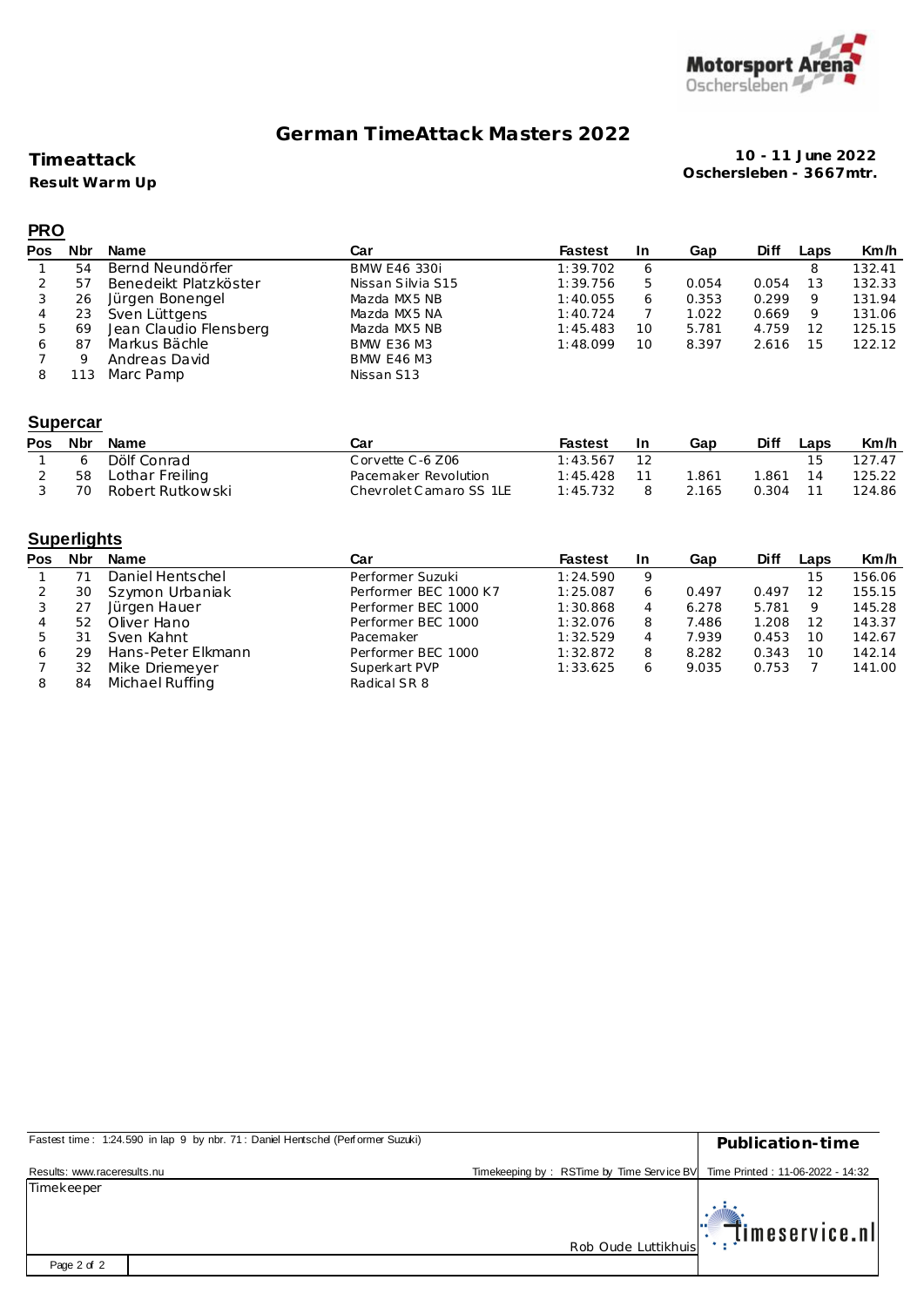# German TimeAttack Masters 2022

**Timeattack**

**Result Warm Up**

**10 - 11 June 2022**
**Oschersleben - 3667mtr.**

## PRO

| Pos | Nbr | Name | Car | Fastest | In | Gap | Diff | Laps | Km/h |
|---|---|---|---|---|---|---|---|---|---|
| 1 | 54 | Bernd Neundörfer | BMW E46 330i | 1:39.702 | 6 | | | 8 | 132.41 |
| 2 | 57 | Benedeikt Platzköster | Nissan Silvia S15 | 1:39.756 | 5 | 0.054 | 0.054 | 13 | 132.33 |
| 3 | 26 | Jürgen Bonengel | Mazda MX5 NB | 1:40.055 | 6 | 0.353 | 0.299 | 9 | 131.94 |
| 4 | 23 | Sven Lüttgens | Mazda MX5 NA | 1:40.724 | 7 | 1.022 | 0.669 | 9 | 131.06 |
| 5 | 69 | Jean Claudio Flensberg | Mazda MX5 NB | 1:45.483 | 10 | 5.781 | 4.759 | 12 | 125.15 |
| 6 | 87 | Markus Bächle | BMW E36 M3 | 1:48.099 | 10 | 8.397 | 2.616 | 15 | 122.12 |
| 7 | 9 | Andreas David | BMW E46 M3 | | | | | | |
| 8 | 113 | Marc Pamp | Nissan S13 | | | | | | |

## Supercar

| Pos | Nbr | Name | Car | Fastest | In | Gap | Diff | Laps | Km/h |
|---|---|---|---|---|---|---|---|---|---|
| 1 | 6 | Dölf Conrad | Corvette C-6 Z06 | 1:43.567 | 12 | | | 15 | 127.47 |
| 2 | 58 | Lothar Freiling | Pacemaker Revolution | 1:45.428 | 11 | 1.861 | 1.861 | 14 | 125.22 |
| 3 | 70 | Robert Rutkowski | Chevrolet Camaro SS 1LE | 1:45.732 | 8 | 2.165 | 0.304 | 11 | 124.86 |

## Superlights

| Pos | Nbr | Name | Car | Fastest | In | Gap | Diff | Laps | Km/h |
|---|---|---|---|---|---|---|---|---|---|
| 1 | 71 | Daniel Hentschel | Performer Suzuki | 1:24.590 | 9 | | | 15 | 156.06 |
| 2 | 30 | Szymon Urbaniak | Performer BEC 1000 K7 | 1:25.087 | 6 | 0.497 | 0.497 | 12 | 155.15 |
| 3 | 27 | Jürgen Hauer | Performer BEC 1000 | 1:30.868 | 4 | 6.278 | 5.781 | 9 | 145.28 |
| 4 | 52 | Oliver Hano | Performer BEC 1000 | 1:32.076 | 8 | 7.486 | 1.208 | 12 | 143.37 |
| 5 | 31 | Sven Kahnt | Pacemaker | 1:32.529 | 4 | 7.939 | 0.453 | 10 | 142.67 |
| 6 | 29 | Hans-Peter Elkmann | Performer BEC 1000 | 1:32.872 | 8 | 8.282 | 0.343 | 10 | 142.14 |
| 7 | 32 | Mike Driemeyer | Superkart PVP | 1:33.625 | 6 | 9.035 | 0.753 | 7 | 141.00 |
| 8 | 84 | Michael Ruffing | Radical SR 8 | | | | | | |

Fastest time : 1:24.590 in lap 9 by nbr. 71 : Daniel Hentschel (Performer Suzuki)

**Publication-time**

Results: www.raceresults.nu

Timekeeping by : RSTime by Time Service BV

Time Printed : 11-06-2022 - 14:32

Timekeeper

Rob Oude Luttikhuis

timeservice.nl